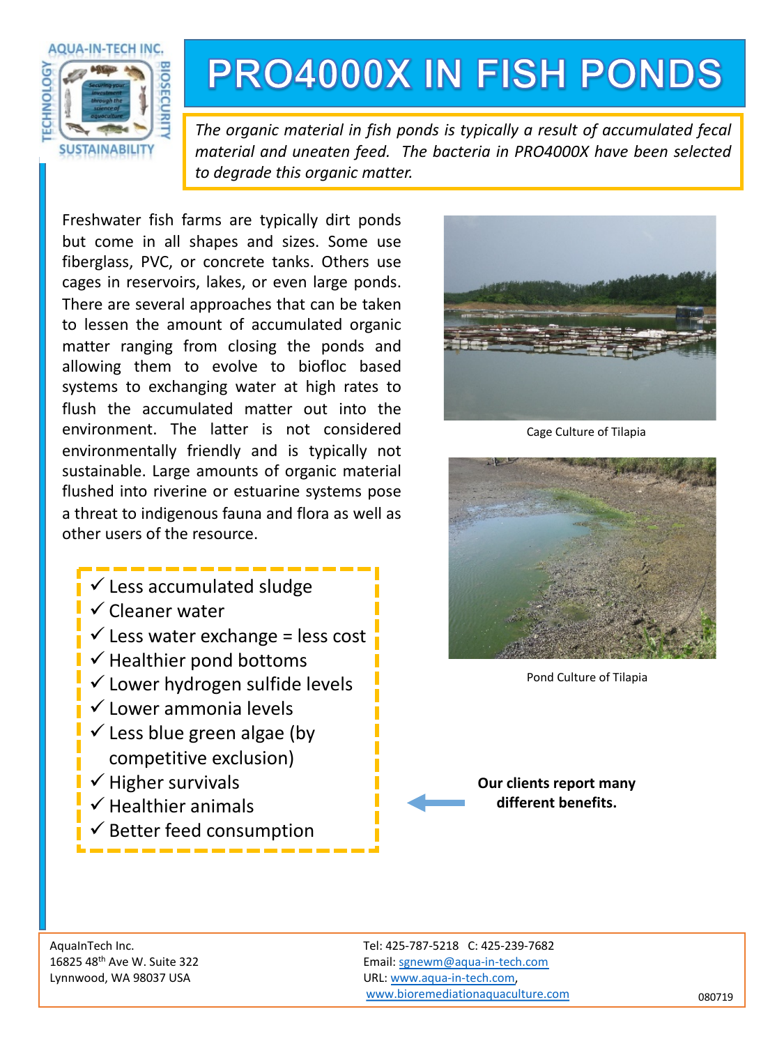AQUA-IN-TECH INC.

TECHNOLOGY · BIOSECURITY · SUSTAINABILITY

Securing your investment through the science of aquaculture

# PRO4000X IN FISH PONDS

*The organic material in fish ponds is typically a result of accumulated fecal material and uneaten feed. The bacteria in PRO4000X have been selected to degrade this organic matter.*

Freshwater fish farms are typically dirt ponds but come in all shapes and sizes. Some use fiberglass, PVC, or concrete tanks. Others use cages in reservoirs, lakes, or even large ponds. There are several approaches that can be taken to lessen the amount of accumulated organic matter ranging from closing the ponds and allowing them to evolve to biofloc based systems to exchanging water at high rates to flush the accumulated matter out into the environment. The latter is not considered environmentally friendly and is typically not sustainable. Large amounts of organic material flushed into riverine or estuarine systems pose a threat to indigenous fauna and flora as well as other users of the resource.

Cage Culture of Tilapia

Pond Culture of Tilapia

- ✓ Less accumulated sludge
- ✓ Cleaner water
- ✓ Less water exchange = less cost
- ✓ Healthier pond bottoms
- ✓ Lower hydrogen sulfide levels
- ✓ Lower ammonia levels
- ✓ Less blue green algae (by competitive exclusion)
- ✓ Higher survivals
- ✓ Healthier animals
- ✓ Better feed consumption

**Our clients report many different benefits.**

AquaInTech Inc.
16825 48th Ave W. Suite 322
Lynnwood, WA 98037 USA

Tel: 425-787-5218 C: 425-239-7682
Email: sgnewm@aqua-in-tech.com
URL: www.aqua-in-tech.com, www.bioremediationaquaculture.com

080719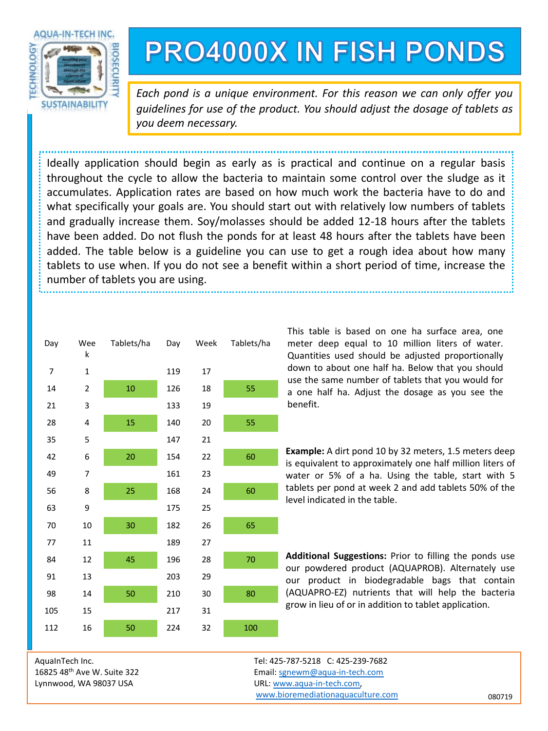# PRO4000X IN FISH PONDS

*Each pond is a unique environment. For this reason we can only offer you guidelines for use of the product. You should adjust the dosage of tablets as you deem necessary.*

Ideally application should begin as early as is practical and continue on a regular basis throughout the cycle to allow the bacteria to maintain some control over the sludge as it accumulates. Application rates are based on how much work the bacteria have to do and what specifically your goals are. You should start out with relatively low numbers of tablets and gradually increase them. Soy/molasses should be added 12-18 hours after the tablets have been added. Do not flush the ponds for at least 48 hours after the tablets have been added. The table below is a guideline you can use to get a rough idea about how many tablets to use when. If you do not see a benefit within a short period of time, increase the number of tablets you are using.

| Day | Week | Tablets/ha | Day | Week | Tablets/ha |
|---|---|---|---|---|---|
| 7 | 1 | | 119 | 17 | |
| 14 | 2 | 10 | 126 | 18 | 55 |
| 21 | 3 | | 133 | 19 | |
| 28 | 4 | 15 | 140 | 20 | 55 |
| 35 | 5 | | 147 | 21 | |
| 42 | 6 | 20 | 154 | 22 | 60 |
| 49 | 7 | | 161 | 23 | |
| 56 | 8 | 25 | 168 | 24 | 60 |
| 63 | 9 | | 175 | 25 | |
| 70 | 10 | 30 | 182 | 26 | 65 |
| 77 | 11 | | 189 | 27 | |
| 84 | 12 | 45 | 196 | 28 | 70 |
| 91 | 13 | | 203 | 29 | |
| 98 | 14 | 50 | 210 | 30 | 80 |
| 105 | 15 | | 217 | 31 | |
| 112 | 16 | 50 | 224 | 32 | 100 |

This table is based on one ha surface area, one meter deep equal to 10 million liters of water. Quantities used should be adjusted proportionally down to about one half ha. Below that you should use the same number of tablets that you would for a one half ha. Adjust the dosage as you see the benefit.

**Example:** A dirt pond 10 by 32 meters, 1.5 meters deep is equivalent to approximately one half million liters of water or 5% of a ha. Using the table, start with 5 tablets per pond at week 2 and add tablets 50% of the level indicated in the table.

**Additional Suggestions:** Prior to filling the ponds use our powdered product (AQUAPROB). Alternately use our product in biodegradable bags that contain (AQUAPRO-EZ) nutrients that will help the bacteria grow in lieu of or in addition to tablet application.

AquaInTech Inc.
16825 48th Ave W. Suite 322
Lynnwood, WA 98037 USA

Tel: 425-787-5218 C: 425-239-7682
Email: sgnewm@aqua-in-tech.com
URL: www.aqua-in-tech.com, www.bioremediationaquaculture.com

080719